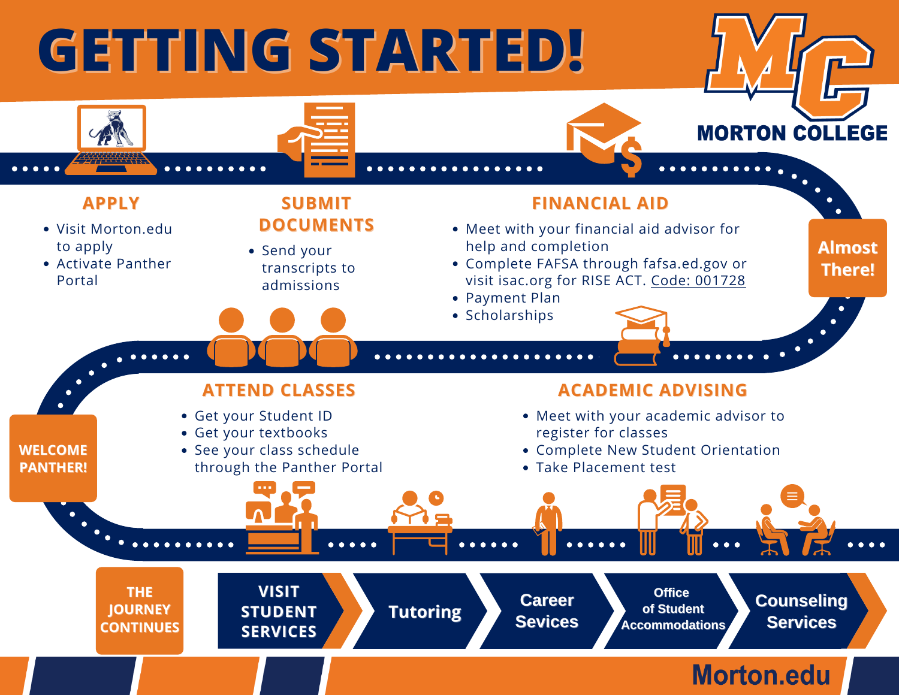# GETTING STARTED!

MORTON COLLEGE

## APPLY

- Visit Morton.edu to apply
- Activate Panther Portal

## SUBMIT DOCUMENTS

- Send your transcripts to admissions

## FINANCIAL AID

- Meet with your financial aid advisor for help and completion
- Complete FAFSA through fafsa.ed.gov or visit isac.org for RISE ACT. Code: 001728
- Payment Plan
- Scholarships

**Almost There!**

## ACADEMIC ADVISING

- Meet with your academic advisor to register for classes
- Complete New Student Orientation
- Take Placement test

## ATTEND CLASSES

- Get your Student ID
- Get your textbooks
- See your class schedule through the Panther Portal

**WELCOME PANTHER!**

**THE JOURNEY CONTINUES**

VISIT STUDENT SERVICES → Tutoring → Career Sevices → Office of Student Accommodations → Counseling Services

Morton.edu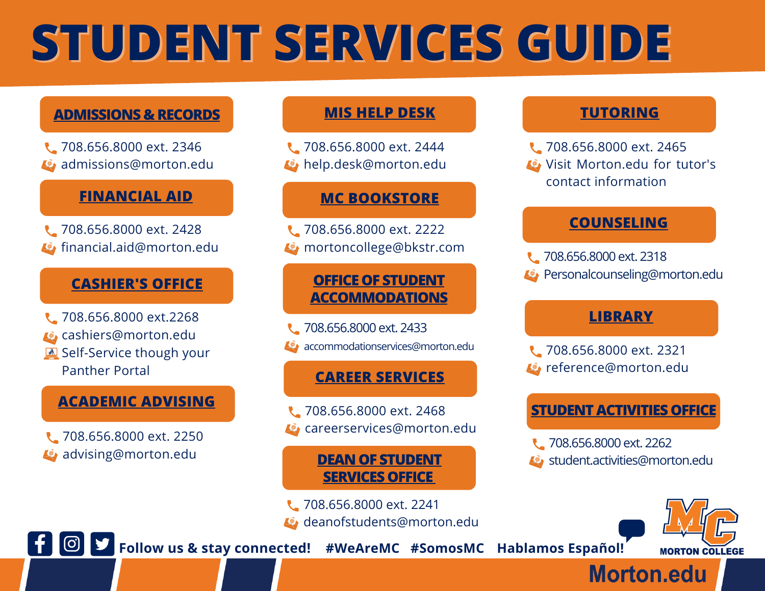# STUDENT SERVICES GUIDE

## ADMISSIONS & RECORDS

708.656.8000 ext. 2346
admissions@morton.edu

## FINANCIAL AID

708.656.8000 ext. 2428
financial.aid@morton.edu

## CASHIER'S OFFICE

708.656.8000 ext.2268
cashiers@morton.edu
Self-Service though your Panther Portal

## ACADEMIC ADVISING

708.656.8000 ext. 2250
advising@morton.edu

## MIS HELP DESK

708.656.8000 ext. 2444
help.desk@morton.edu

## MC BOOKSTORE

708.656.8000 ext. 2222
mortoncollege@bkstr.com

## OFFICE OF STUDENT ACCOMMODATIONS

708.656.8000 ext. 2433
accommodationservices@morton.edu

## CAREER SERVICES

708.656.8000 ext. 2468
careerservices@morton.edu

## DEAN OF STUDENT SERVICES OFFICE

708.656.8000 ext. 2241
deanofstudents@morton.edu

## TUTORING

708.656.8000 ext. 2465
Visit Morton.edu for tutor's contact information

## COUNSELING

708.656.8000 ext. 2318
Personalcounseling@morton.edu

## LIBRARY

708.656.8000 ext. 2321
reference@morton.edu

## STUDENT ACTIVITIES OFFICE

708.656.8000 ext. 2262
student.activities@morton.edu

**Follow us & stay connected! #WeAreMC #SomosMC Hablamos Español!**

MORTON COLLEGE

Morton.edu